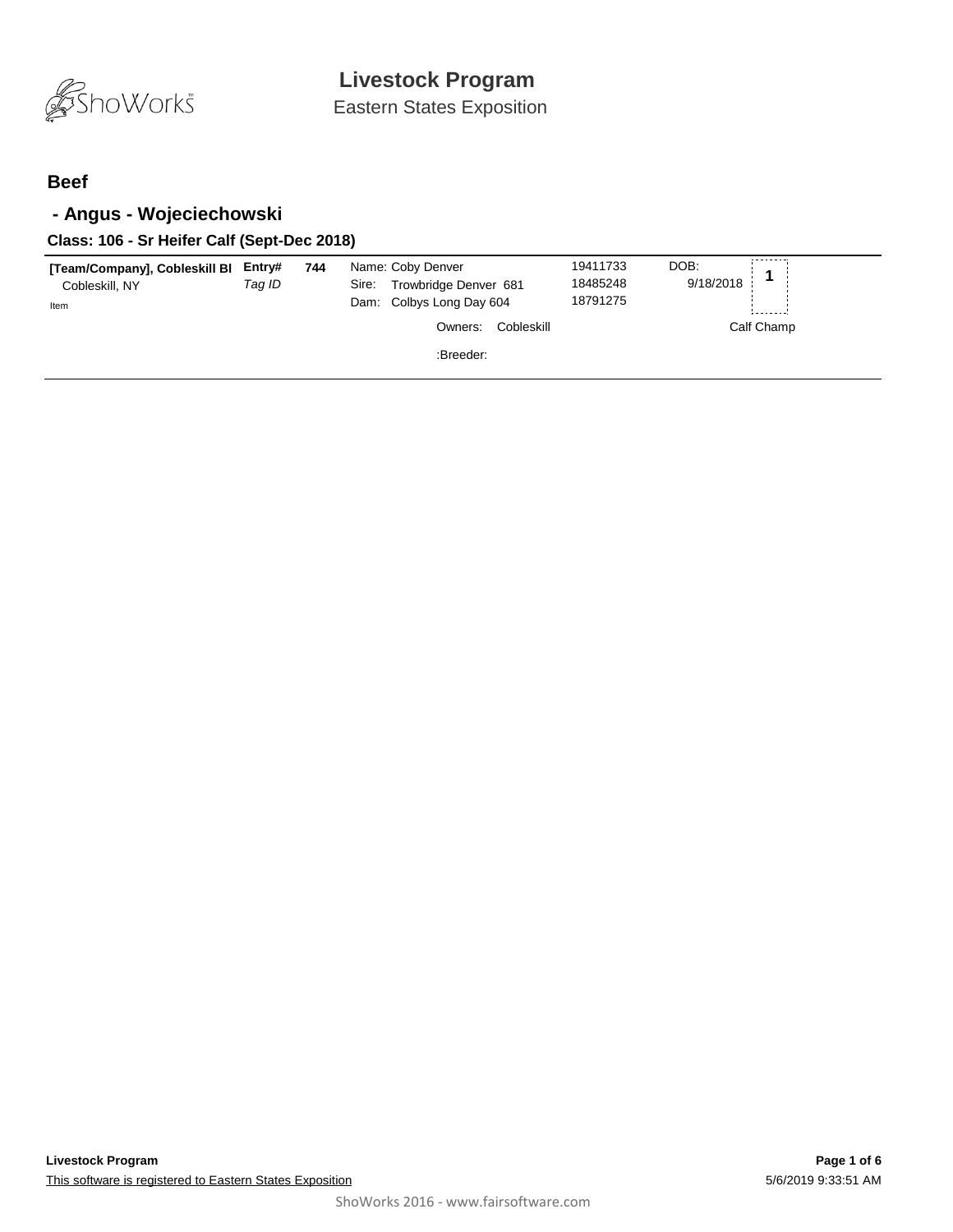# Livestock Program

Eastern States Exposition

## Beef

### - Angus - Wojeciechowski

#### Class: 106 - Sr Heifer Calf (Sept-Dec 2018)

| | | | | | | |
|---|---|---|---|---|---|---|
| **[Team/Company], Cobleskill Bl**<br>Cobleskill, NY<br>Item | **Entry#**<br>*Tag ID* | **744** | Name: Coby Denver<br>Sire: Trowbridge Denver 681<br>Dam: Colbys Long Day 604<br>Owners: Cobleskill<br>:Breeder: | 19411733<br>18485248<br>18791275 | DOB:<br>9/18/2018 | **1**<br>Calf Champ |

**Livestock Program**

This software is registered to Eastern States Exposition

5/6/2019 9:33:51 AM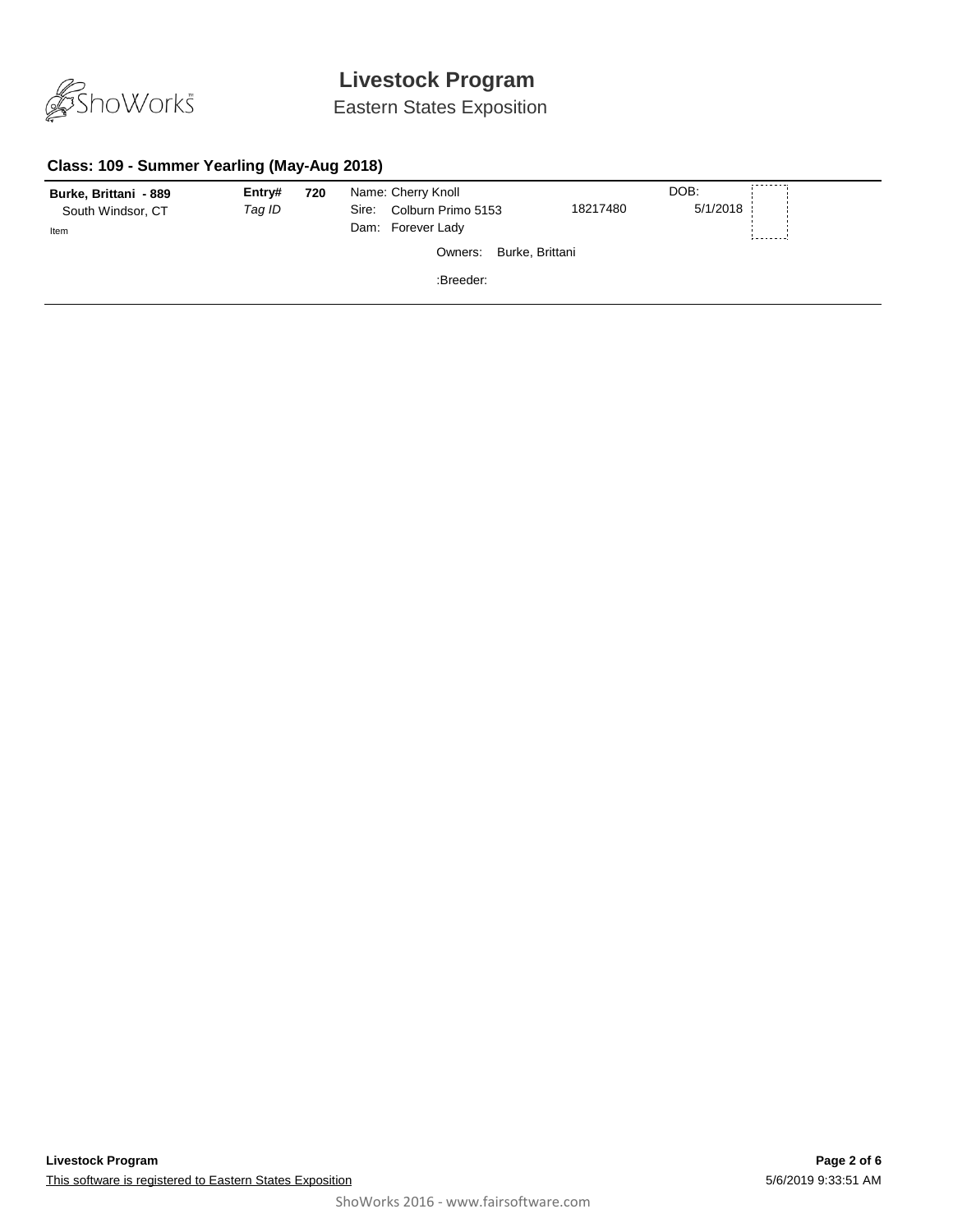## Class: 109 - Summer Yearling (May-Aug 2018)

**Burke, Brittani - 889**
South Windsor, CT
Item

**Entry#** **720**
*Tag ID*

Name: Cherry Knoll
Sire: Colburn Primo 5153 — 18217480
Dam: Forever Lady

DOB: 5/1/2018

Owners: Burke, Brittani

:Breeder: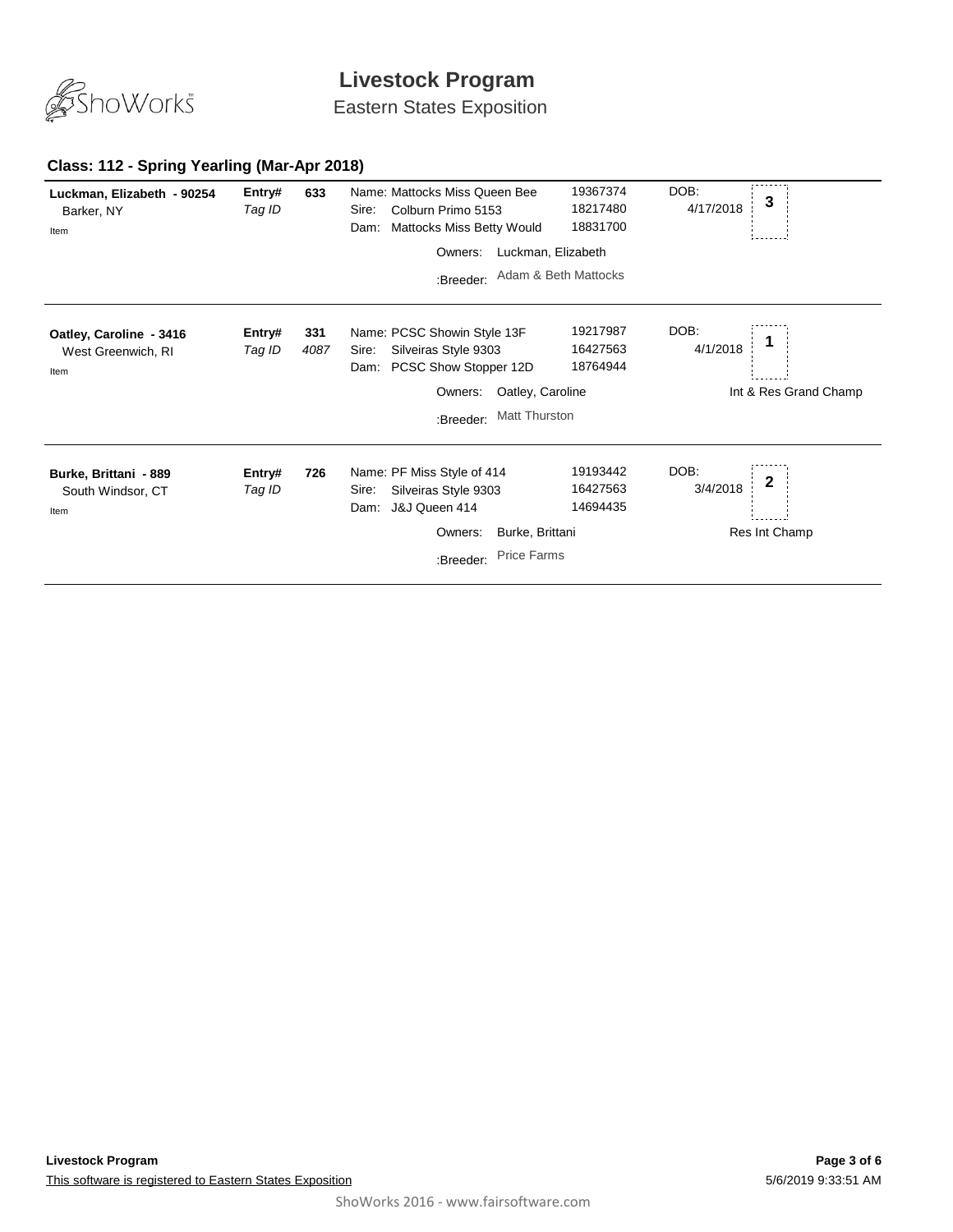# Livestock Program

Eastern States Exposition

### Class: 112 - Spring Yearling (Mar-Apr 2018)

**Luckman, Elizabeth - 90254**
Barker, NY
Item

**Entry#** 633
*Tag ID*

Name: Mattocks Miss Queen Bee 19367374
Sire: Colburn Primo 5153 18217480
Dam: Mattocks Miss Betty Would 18831700
Owners: Luckman, Elizabeth
:Breeder: Adam & Beth Mattocks

DOB: 4/17/2018
Placing: **3**

---

**Oatley, Caroline - 3416**
West Greenwich, RI
Item

**Entry#** 331
*Tag ID* 4087

Name: PCSC Showin Style 13F 19217987
Sire: Silveiras Style 9303 16427563
Dam: PCSC Show Stopper 12D 18764944
Owners: Oatley, Caroline
:Breeder: Matt Thurston

DOB: 4/1/2018
Placing: **1**
Int & Res Grand Champ

---

**Burke, Brittani - 889**
South Windsor, CT
Item

**Entry#** 726
*Tag ID*

Name: PF Miss Style of 414 19193442
Sire: Silveiras Style 9303 16427563
Dam: J&J Queen 414 14694435
Owners: Burke, Brittani
:Breeder: Price Farms

DOB: 3/4/2018
Placing: **2**
Res Int Champ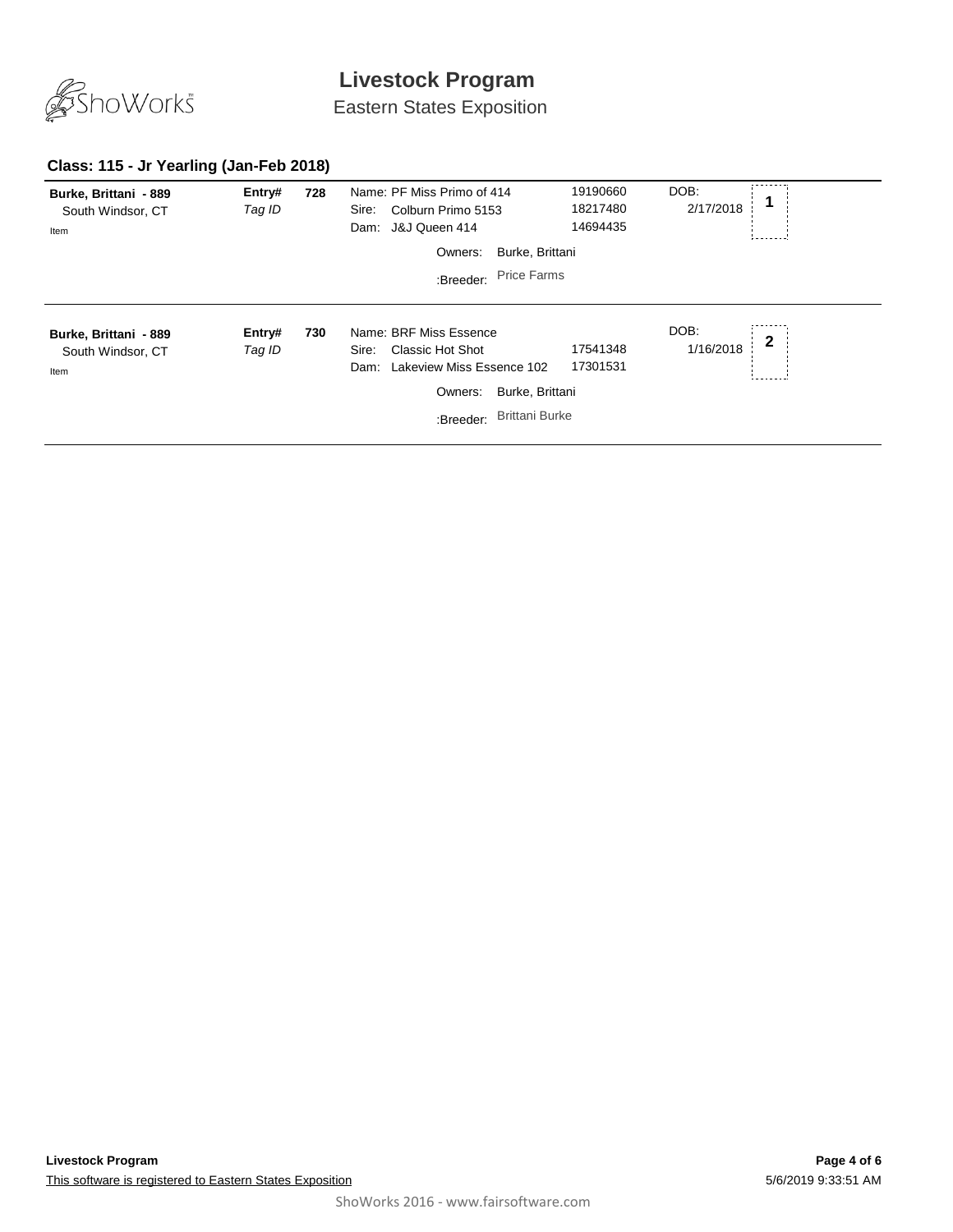# Livestock Program

Eastern States Exposition

### Class: 115 - Jr Yearling (Jan-Feb 2018)

**Burke, Brittani - 889**
South Windsor, CT
Item

**Entry#** **728**
*Tag ID*

Name: PF Miss Primo of 414 — 19190660
Sire: Colburn Primo 5153 — 18217480
Dam: J&J Queen 414 — 14694435

Owners: Burke, Brittani
:Breeder: Price Farms

DOB: 2/17/2018

**1**

---

**Burke, Brittani - 889**
South Windsor, CT
Item

**Entry#** **730**
*Tag ID*

Name: BRF Miss Essence
Sire: Classic Hot Shot — 17541348
Dam: Lakeview Miss Essence 102 — 17301531

Owners: Burke, Brittani
:Breeder: Brittani Burke

DOB: 1/16/2018

**2**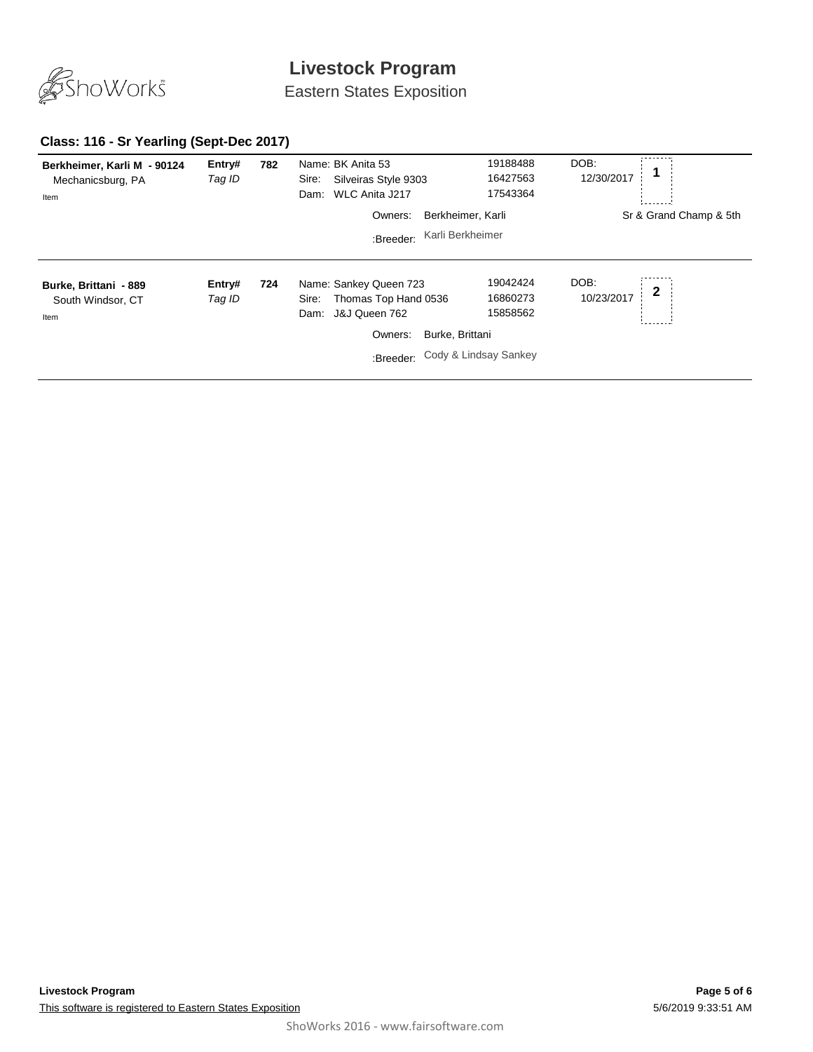# Livestock Program

Eastern States Exposition

### Class: 116 - Sr Yearling (Sept-Dec 2017)

**Berkheimer, Karli M - 90124**
Mechanicsburg, PA
Item

**Entry#** 782
*Tag ID*

Name: BK Anita 53 — 19188488
Sire: Silveiras Style 9303 — 16427563
Dam: WLC Anita J217 — 17543364

DOB: 12/30/2017

Placing: **1** — Sr & Grand Champ & 5th

Owners: Berkheimer, Karli
:Breeder: Karli Berkheimer

---

**Burke, Brittani - 889**
South Windsor, CT
Item

**Entry#** 724
*Tag ID*

Name: Sankey Queen 723 — 19042424
Sire: Thomas Top Hand 0536 — 16860273
Dam: J&J Queen 762 — 15858562

DOB: 10/23/2017

Placing: **2**

Owners: Burke, Brittani
:Breeder: Cody & Lindsay Sankey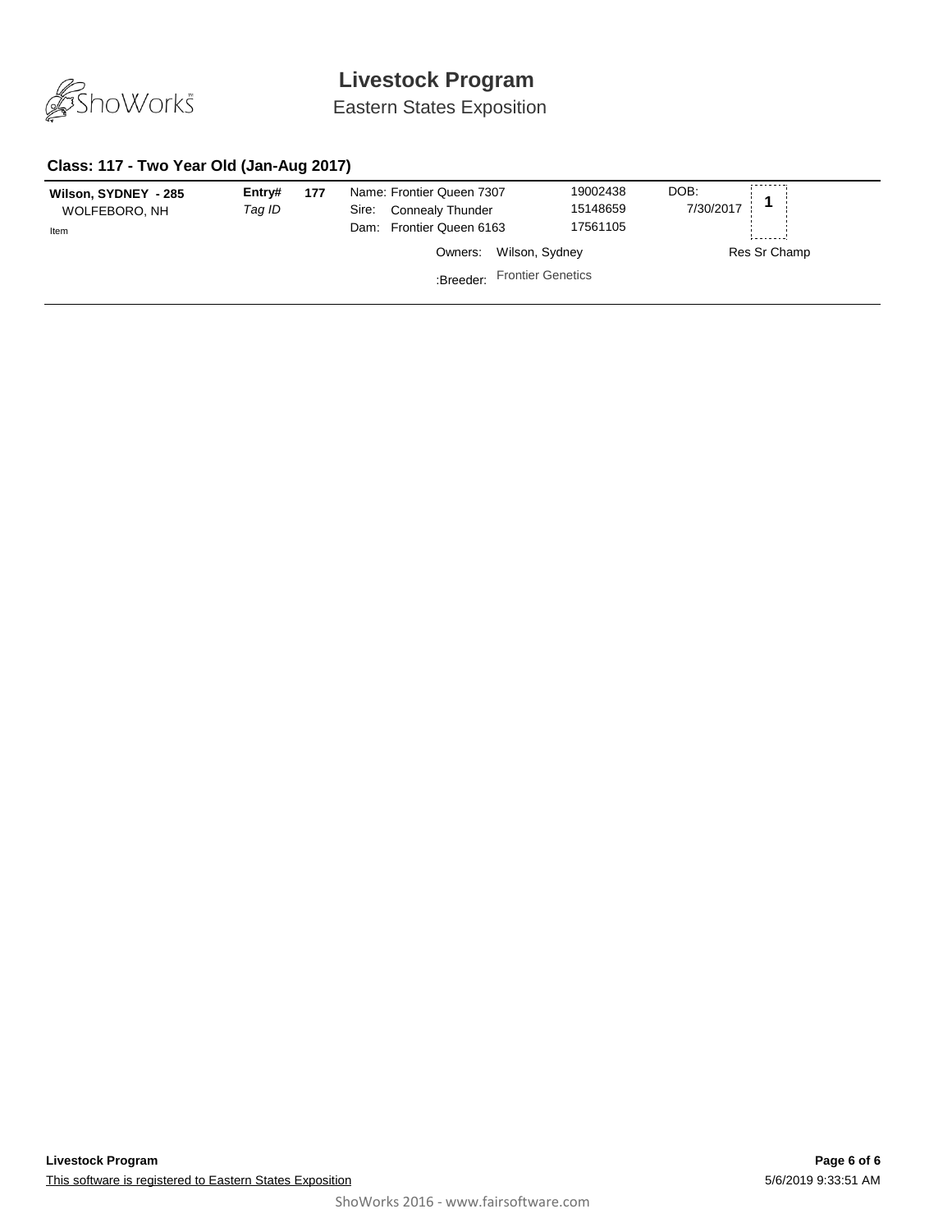# Livestock Program

Eastern States Exposition

### Class: 117 - Two Year Old (Jan-Aug 2017)

| | | | | | |
|---|---|---|---|---|---|
| **Wilson, SYDNEY - 285** | **Entry#** | **177** | Name: Frontier Queen 7307 | 19002438 | DOB: |
| WOLFEBORO, NH | *Tag ID* | | Sire: Connealy Thunder | 15148659 | 7/30/2017 **1** |
| Item | | | Dam: Frontier Queen 6163 | 17561105 | |
| | | | Owners: Wilson, Sydney | | Res Sr Champ |
| | | | :Breeder: Frontier Genetics | | |

**Livestock Program**

This software is registered to Eastern States Exposition

5/6/2019 9:33:51 AM

ShoWorks 2016 - www.fairsoftware.com